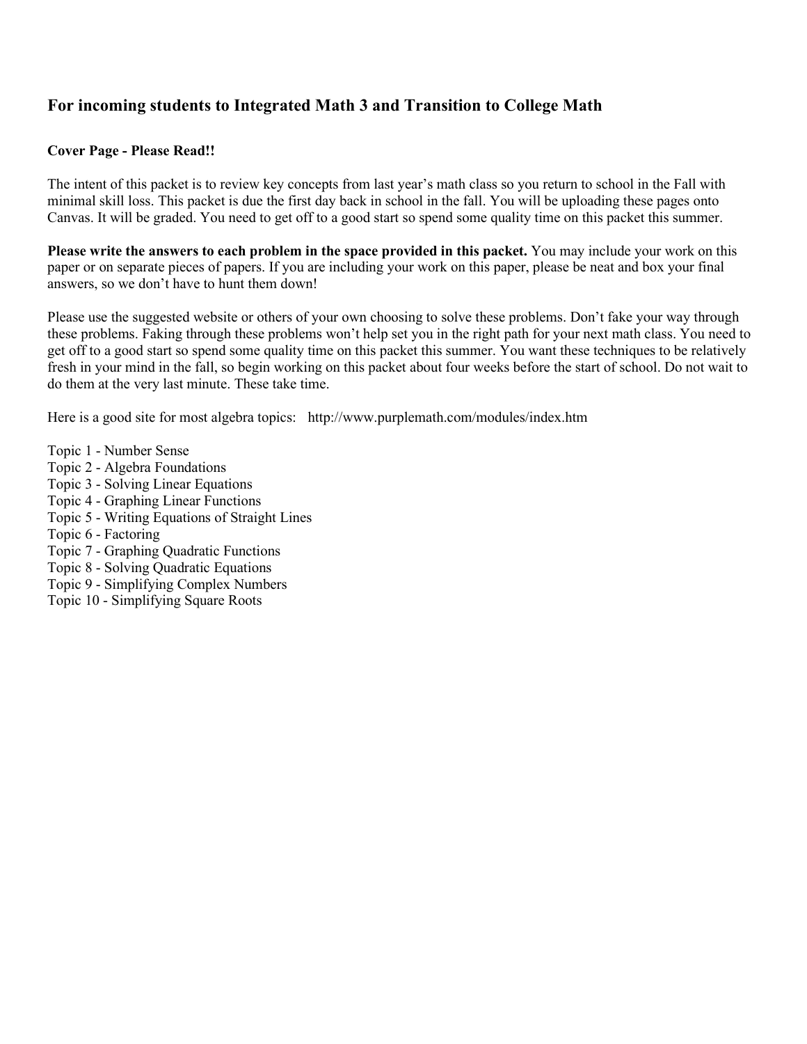## For incoming students to Integrated Math 3 and Transition to College Math

**Cover Page - Please Read!!**

The intent of this packet is to review key concepts from last year's math class so you return to school in the Fall with minimal skill loss. This packet is due the first day back in school in the fall. You will be uploading these pages onto Canvas. It will be graded. You need to get off to a good start so spend some quality time on this packet this summer.

**Please write the answers to each problem in the space provided in this packet.** You may include your work on this paper or on separate pieces of papers. If you are including your work on this paper, please be neat and box your final answers, so we don't have to hunt them down!

Please use the suggested website or others of your own choosing to solve these problems. Don't fake your way through these problems. Faking through these problems won't help set you in the right path for your next math class. You need to get off to a good start so spend some quality time on this packet this summer. You want these techniques to be relatively fresh in your mind in the fall, so begin working on this packet about four weeks before the start of school. Do not wait to do them at the very last minute. These take time.

Here is a good site for most algebra topics: http://www.purplemath.com/modules/index.htm

Topic 1 - Number Sense
Topic 2 - Algebra Foundations
Topic 3 - Solving Linear Equations
Topic 4 - Graphing Linear Functions
Topic 5 - Writing Equations of Straight Lines
Topic 6 - Factoring
Topic 7 - Graphing Quadratic Functions
Topic 8 - Solving Quadratic Equations
Topic 9 - Simplifying Complex Numbers
Topic 10 - Simplifying Square Roots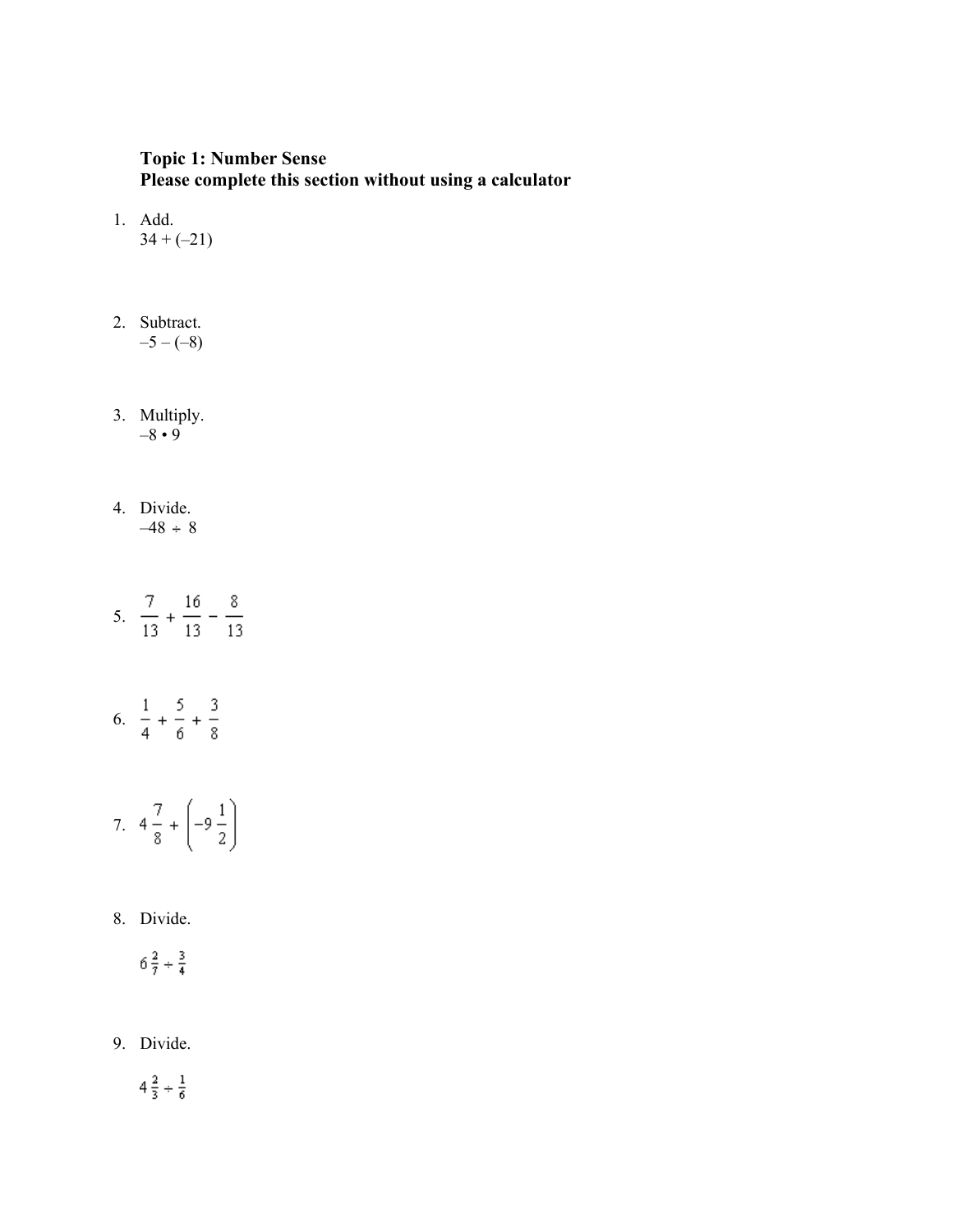**Topic 1: Number Sense**
**Please complete this section without using a calculator**

1. Add.
   $34 + (-21)$

2. Subtract.
   $-5 - (-8)$

3. Multiply.
   $-8 \cdot 9$

4. Divide.
   $-48 \div 8$

5. $\frac{7}{13} + \frac{16}{13} - \frac{8}{13}$

6. $\frac{1}{4} + \frac{5}{6} + \frac{3}{8}$

7. $4\frac{7}{8} + \left(-9\frac{1}{2}\right)$

8. Divide.

   $6\frac{2}{7} \div \frac{3}{4}$

9. Divide.

   $4\frac{2}{3} \div \frac{1}{6}$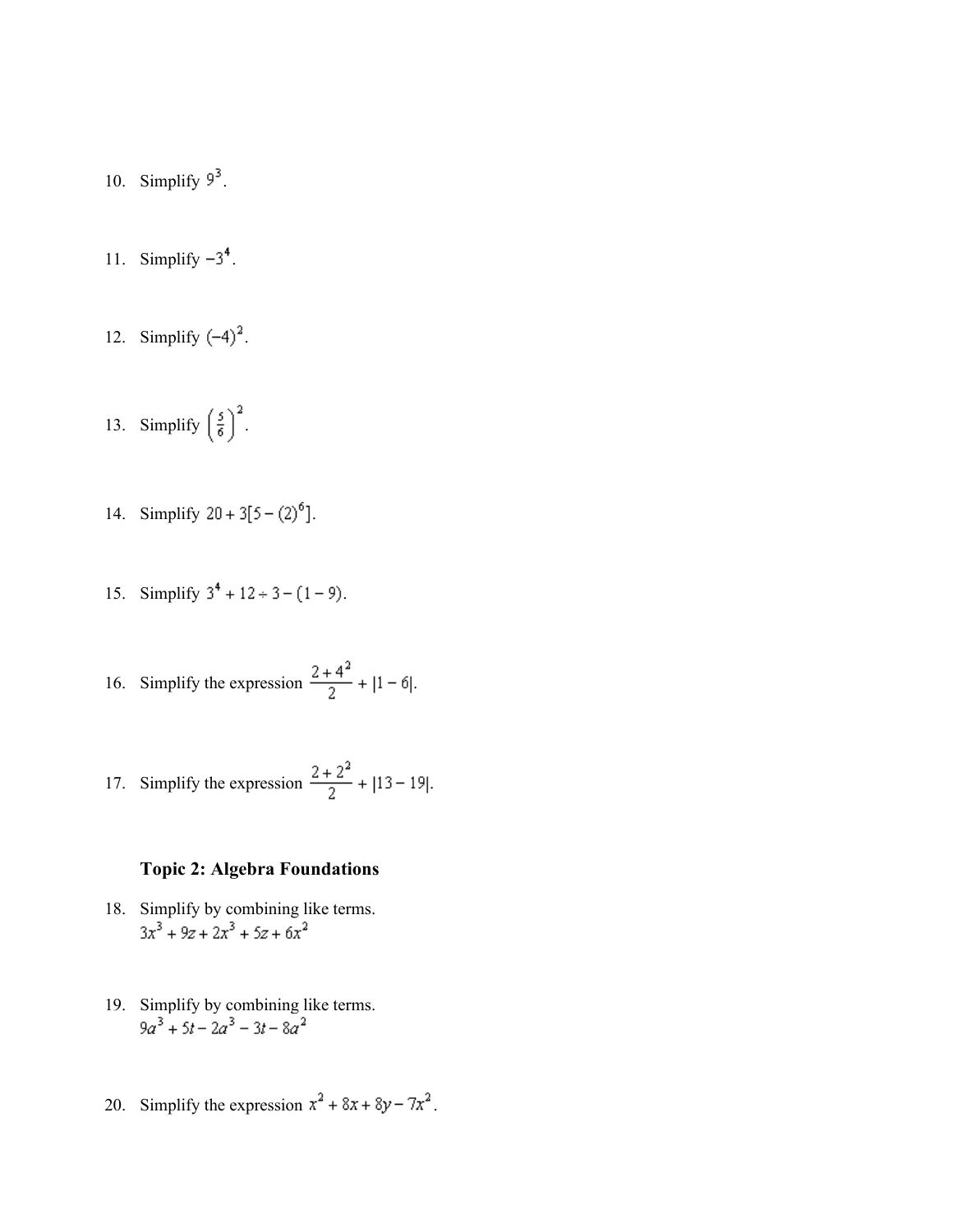10. Simplify $9^3$.

11. Simplify $-3^4$.

12. Simplify $(-4)^2$.

13. Simplify $\left(\frac{5}{6}\right)^2$.

14. Simplify $20 + 3[5 - (2)^6]$.

15. Simplify $3^4 + 12 \div 3 - (1 - 9)$.

16. Simplify the expression $\dfrac{2 + 4^2}{2} + |1 - 6|$.

17. Simplify the expression $\dfrac{2 + 2^2}{2} + |13 - 19|$.

### Topic 2: Algebra Foundations

18. Simplify by combining like terms.
$3x^3 + 9z + 2x^3 + 5z + 6x^2$

19. Simplify by combining like terms.
$9a^3 + 5t - 2a^3 - 3t - 8a^2$

20. Simplify the expression $x^2 + 8x + 8y - 7x^2$.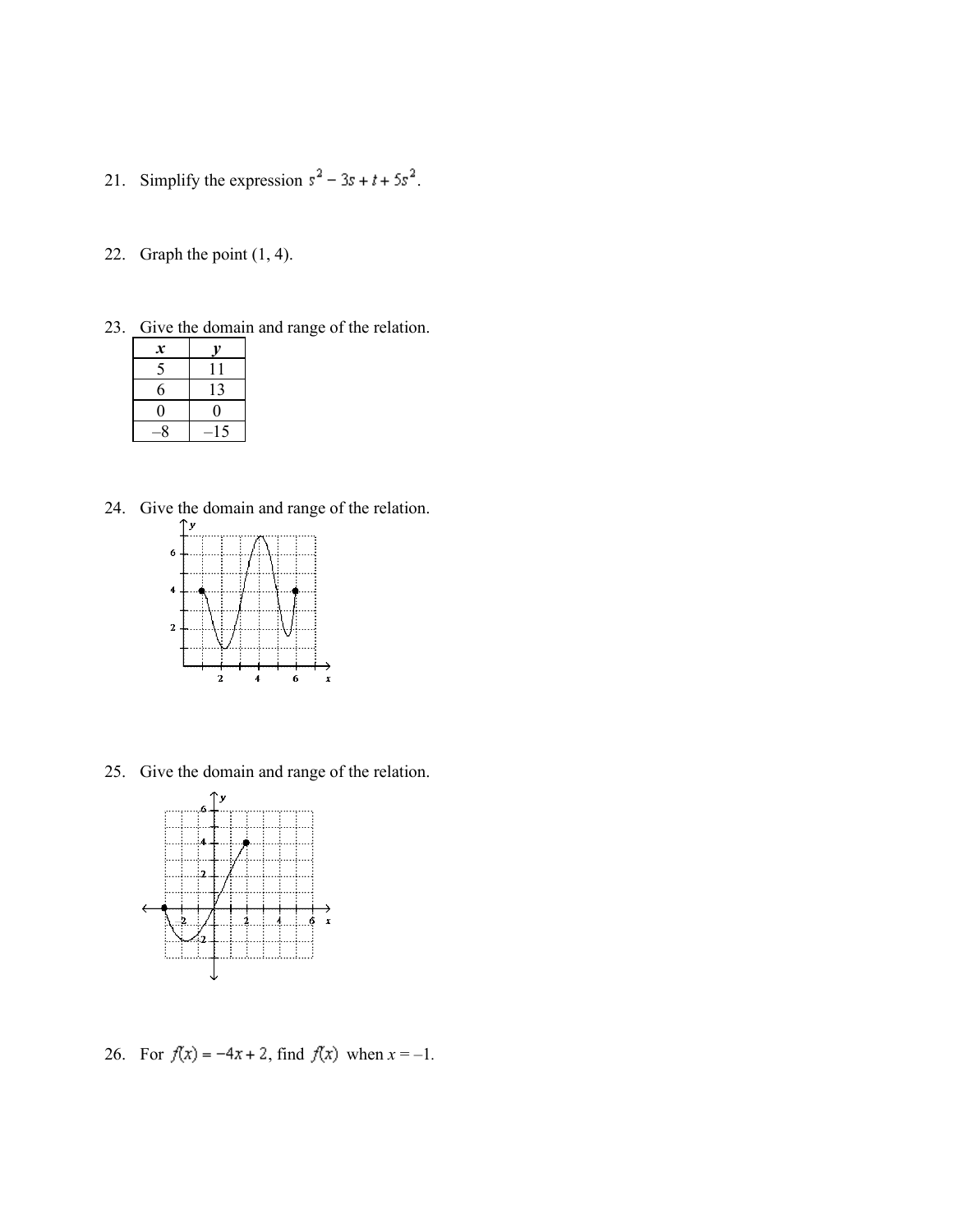21. Simplify the expression $s^2 - 3s + t + 5s^2$.

22. Graph the point (1, 4).

23. Give the domain and range of the relation.

| $x$ | $y$ |
|---|---|
| 5 | 11 |
| 6 | 13 |
| 0 | 0 |
| –8 | –15 |

24. Give the domain and range of the relation.

25. Give the domain and range of the relation.

26. For $f(x) = -4x + 2$, find $f(x)$ when $x = -1$.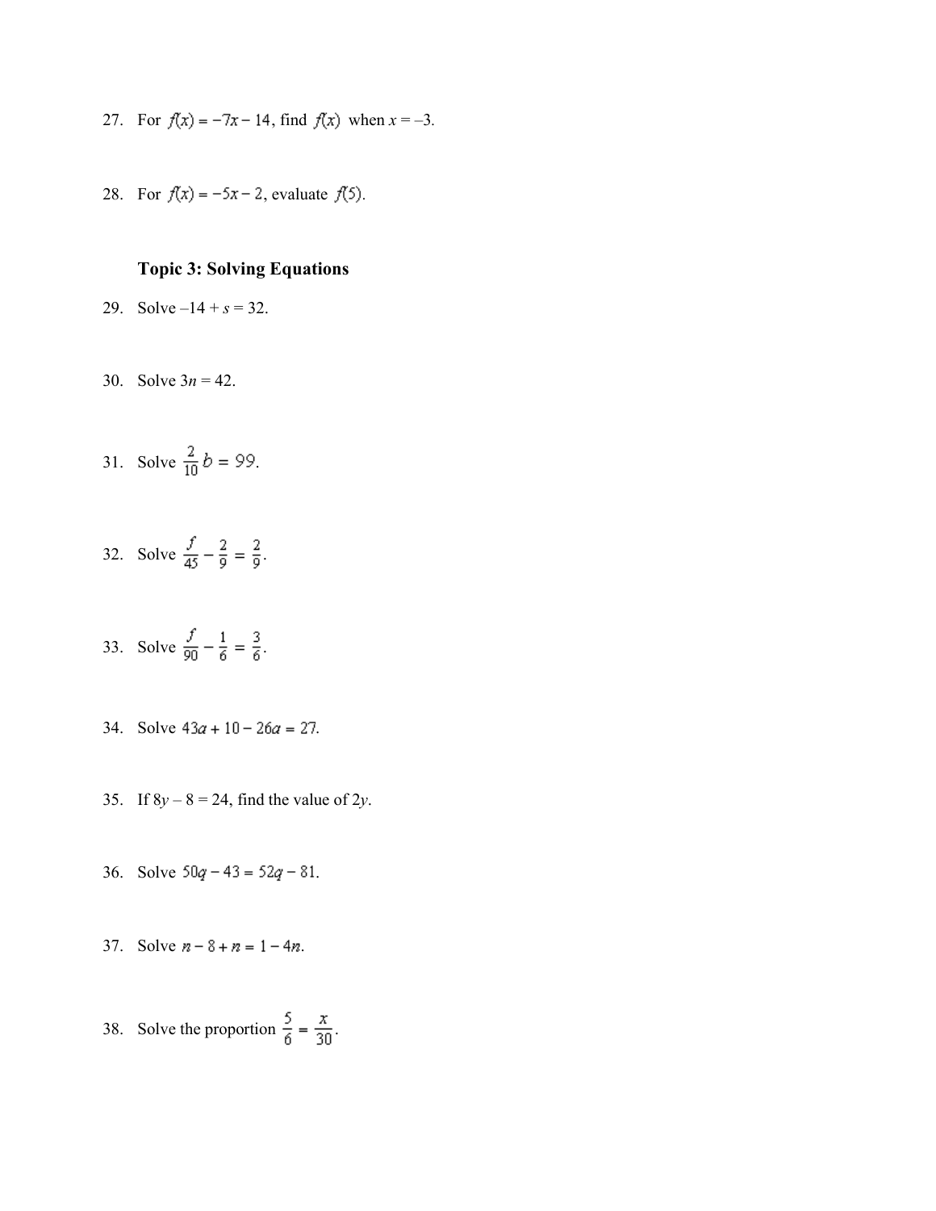27. For $f(x) = -7x - 14$, find $f(x)$ when $x = -3$.

28. For $f(x) = -5x - 2$, evaluate $f(5)$.

### Topic 3: Solving Equations

29. Solve $-14 + s = 32$.

30. Solve $3n = 42$.

31. Solve $\frac{2}{10}b = 99$.

32. Solve $\frac{f}{45} - \frac{2}{9} = \frac{2}{9}$.

33. Solve $\frac{f}{90} - \frac{1}{6} = \frac{3}{6}$.

34. Solve $43a + 10 - 26a = 27$.

35. If $8y - 8 = 24$, find the value of $2y$.

36. Solve $50q - 43 = 52q - 81$.

37. Solve $n - 8 + n = 1 - 4n$.

38. Solve the proportion $\frac{5}{6} = \frac{x}{30}$.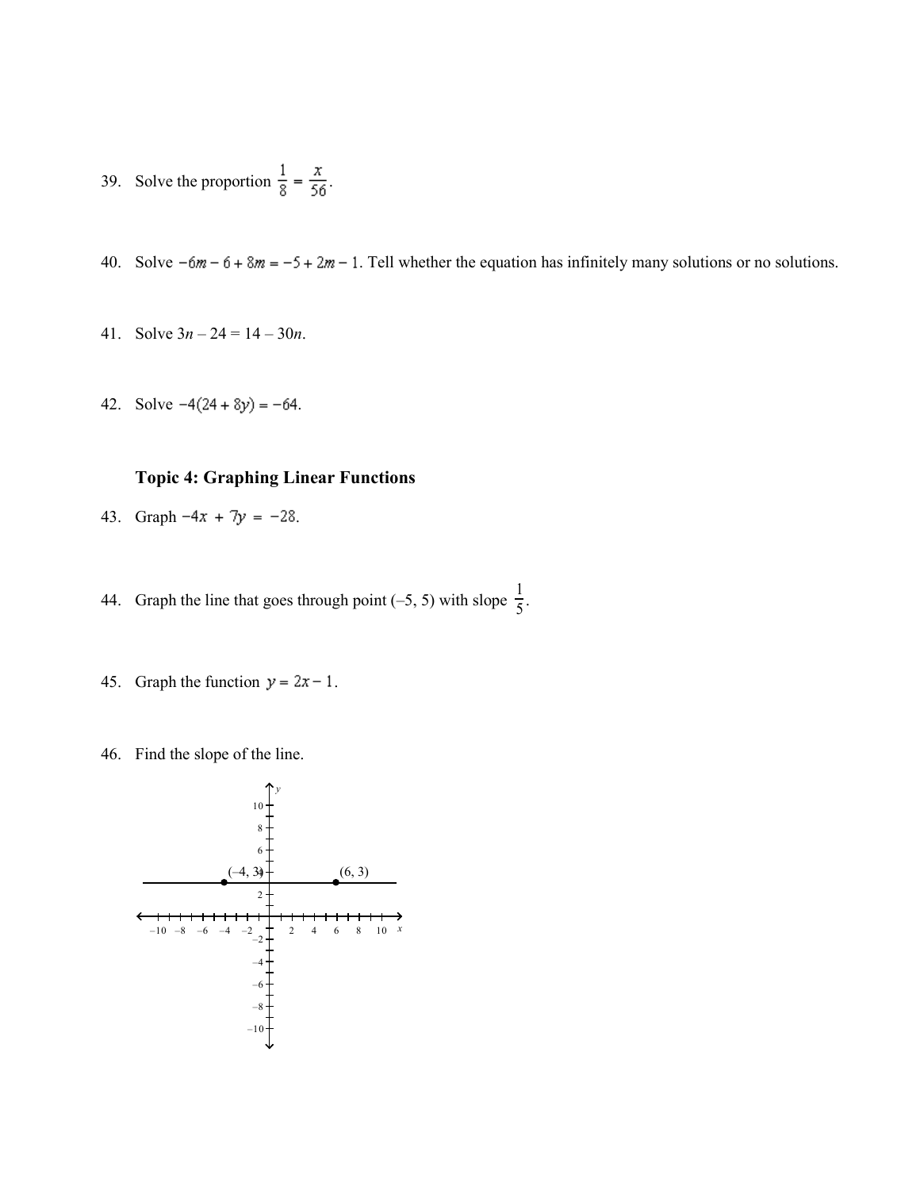39. Solve the proportion $\frac{1}{8} = \frac{x}{56}$.

40. Solve $-6m - 6 + 8m = -5 + 2m - 1$. Tell whether the equation has infinitely many solutions or no solutions.

41. Solve $3n - 24 = 14 - 30n$.

42. Solve $-4(24 + 8y) = -64$.

### Topic 4: Graphing Linear Functions

43. Graph $-4x + 7y = -28$.

44. Graph the line that goes through point $(-5, 5)$ with slope $\frac{1}{5}$.

45. Graph the function $y = 2x - 1$.

46. Find the slope of the line.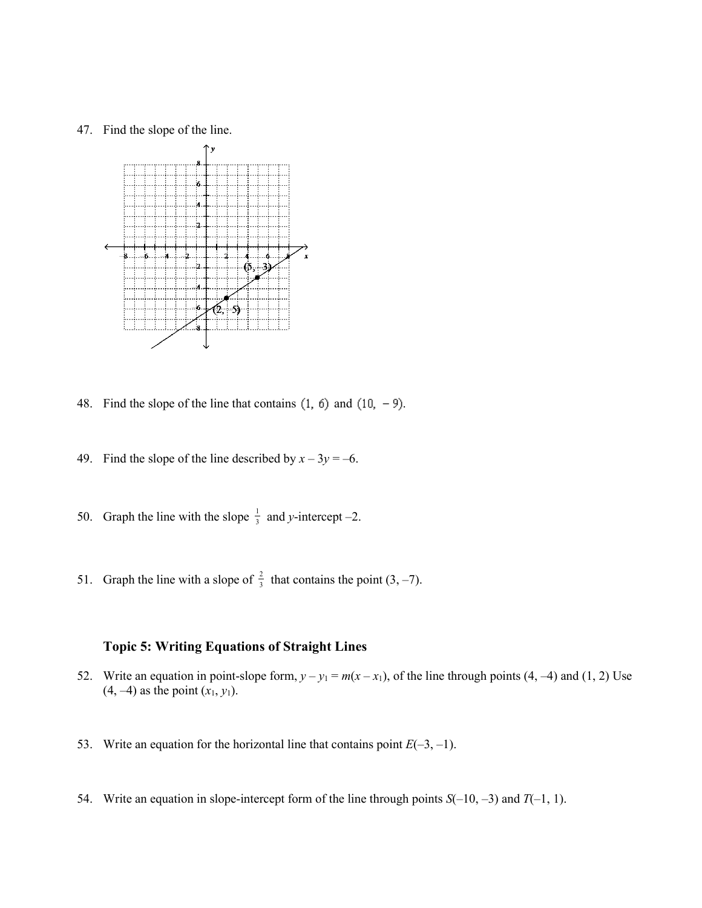47. Find the slope of the line.

48. Find the slope of the line that contains $(1, 6)$ and $(10, -9)$.

49. Find the slope of the line described by $x - 3y = -6$.

50. Graph the line with the slope $\frac{1}{3}$ and $y$-intercept $-2$.

51. Graph the line with a slope of $\frac{2}{3}$ that contains the point $(3, -7)$.

### Topic 5: Writing Equations of Straight Lines

52. Write an equation in point-slope form, $y - y_1 = m(x - x_1)$, of the line through points $(4, -4)$ and $(1, 2)$ Use $(4, -4)$ as the point $(x_1, y_1)$.

53. Write an equation for the horizontal line that contains point $E(-3, -1)$.

54. Write an equation in slope-intercept form of the line through points $S(-10, -3)$ and $T(-1, 1)$.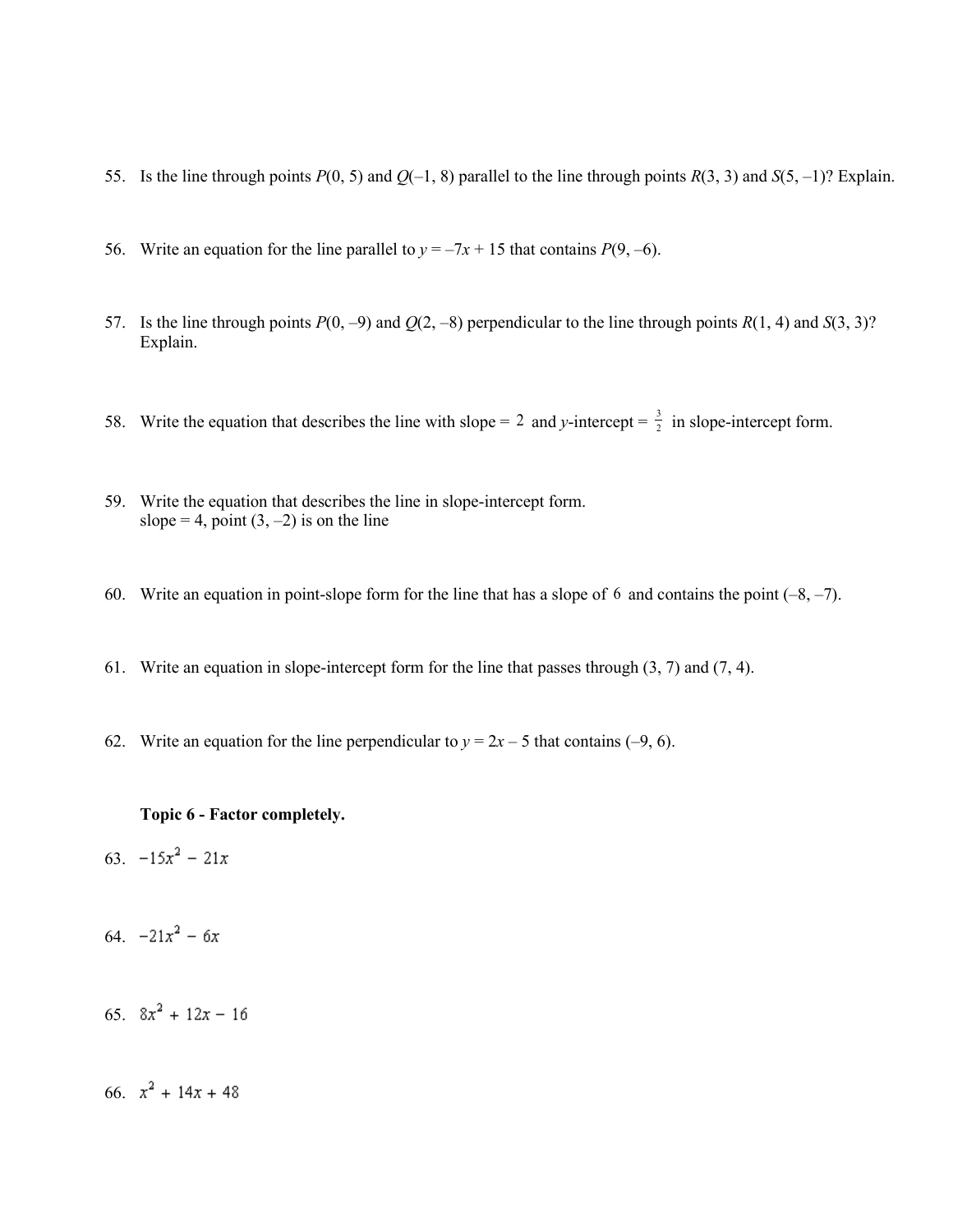55. Is the line through points $P(0, 5)$ and $Q(-1, 8)$ parallel to the line through points $R(3, 3)$ and $S(5, -1)$? Explain.

56. Write an equation for the line parallel to $y = -7x + 15$ that contains $P(9, -6)$.

57. Is the line through points $P(0, -9)$ and $Q(2, -8)$ perpendicular to the line through points $R(1, 4)$ and $S(3, 3)$? Explain.

58. Write the equation that describes the line with slope = $2$ and $y$-intercept = $\frac{3}{2}$ in slope-intercept form.

59. Write the equation that describes the line in slope-intercept form.
slope = 4, point $(3, -2)$ is on the line

60. Write an equation in point-slope form for the line that has a slope of $6$ and contains the point $(-8, -7)$.

61. Write an equation in slope-intercept form for the line that passes through $(3, 7)$ and $(7, 4)$.

62. Write an equation for the line perpendicular to $y = 2x - 5$ that contains $(-9, 6)$.

**Topic 6 - Factor completely.**

63. $-15x^2 - 21x$

64. $-21x^2 - 6x$

65. $8x^2 + 12x - 16$

66. $x^2 + 14x + 48$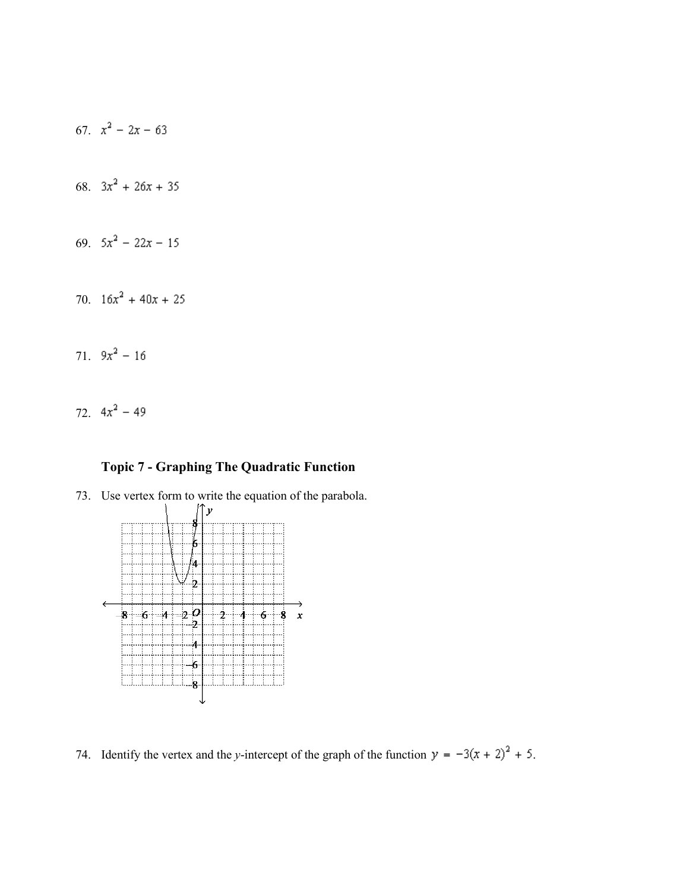67. $x^2 - 2x - 63$

68. $3x^2 + 26x + 35$

69. $5x^2 - 22x - 15$

70. $16x^2 + 40x + 25$

71. $9x^2 - 16$

72. $4x^2 - 49$

### Topic 7 - Graphing The Quadratic Function

73. Use vertex form to write the equation of the parabola.

74. Identify the vertex and the $y$-intercept of the graph of the function $y = -3(x + 2)^2 + 5$.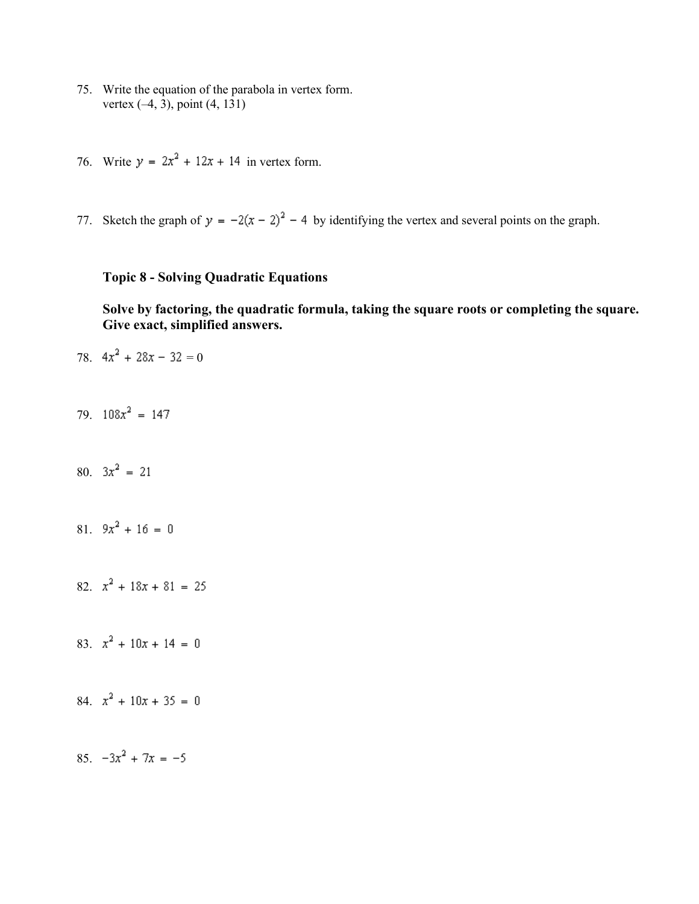75. Write the equation of the parabola in vertex form.
vertex (–4, 3), point (4, 131)

76. Write $y = 2x^2 + 12x + 14$ in vertex form.

77. Sketch the graph of $y = -2(x - 2)^2 - 4$ by identifying the vertex and several points on the graph.

**Topic 8 - Solving Quadratic Equations**

**Solve by factoring, the quadratic formula, taking the square roots or completing the square. Give exact, simplified answers.**

78. $4x^2 + 28x - 32 = 0$

79. $108x^2 = 147$

80. $3x^2 = 21$

81. $9x^2 + 16 = 0$

82. $x^2 + 18x + 81 = 25$

83. $x^2 + 10x + 14 = 0$

84. $x^2 + 10x + 35 = 0$

85. $-3x^2 + 7x = -5$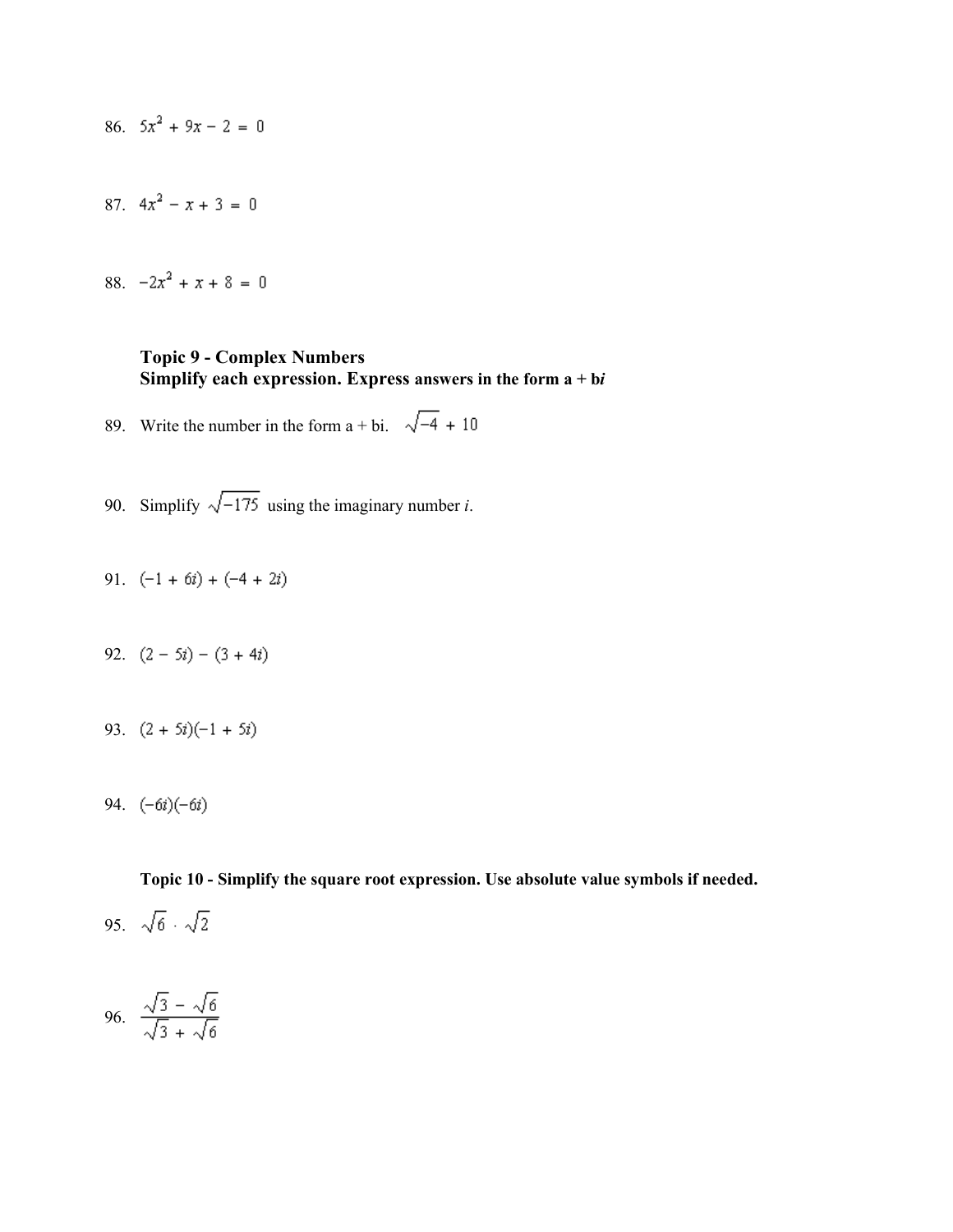86. $5x^2 + 9x - 2 = 0$

87. $4x^2 - x + 3 = 0$

88. $-2x^2 + x + 8 = 0$

### Topic 9 - Complex Numbers
**Simplify each expression. Express answers in the form a + b*i***

89. Write the number in the form a + bi. $\sqrt{-4} + 10$

90. Simplify $\sqrt{-175}$ using the imaginary number *i*.

91. $(-1 + 6i) + (-4 + 2i)$

92. $(2 - 5i) - (3 + 4i)$

93. $(2 + 5i)(-1 + 5i)$

94. $(-6i)(-6i)$

**Topic 10 - Simplify the square root expression. Use absolute value symbols if needed.**

95. $\sqrt{6} \cdot \sqrt{2}$

96. $\dfrac{\sqrt{3} - \sqrt{6}}{\sqrt{3} + \sqrt{6}}$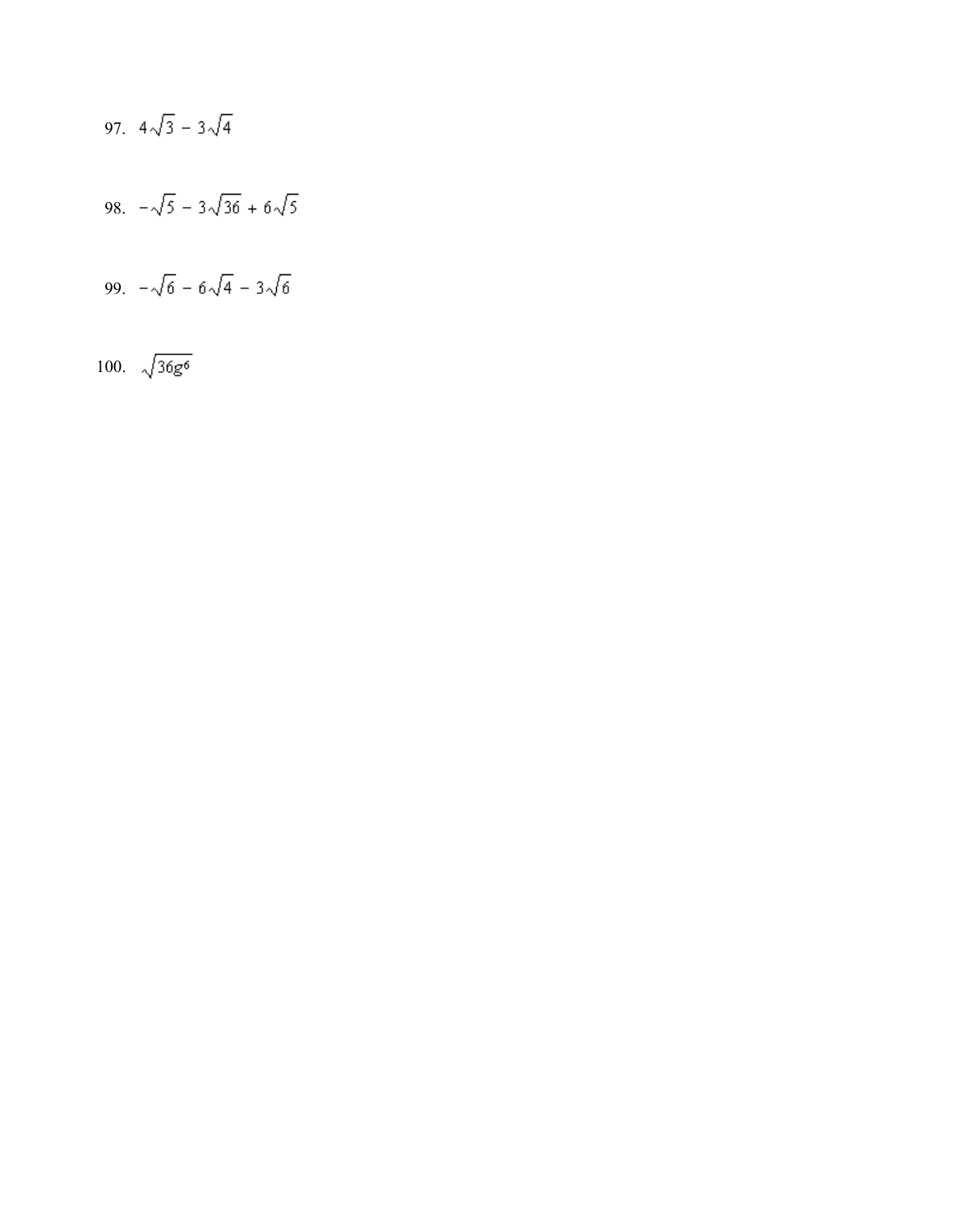97. $4\sqrt{3} - 3\sqrt{4}$

98. $-\sqrt{5} - 3\sqrt{36} + 6\sqrt{5}$

99. $-\sqrt{6} - 6\sqrt{4} - 3\sqrt{6}$

100. $\sqrt{36g^6}$